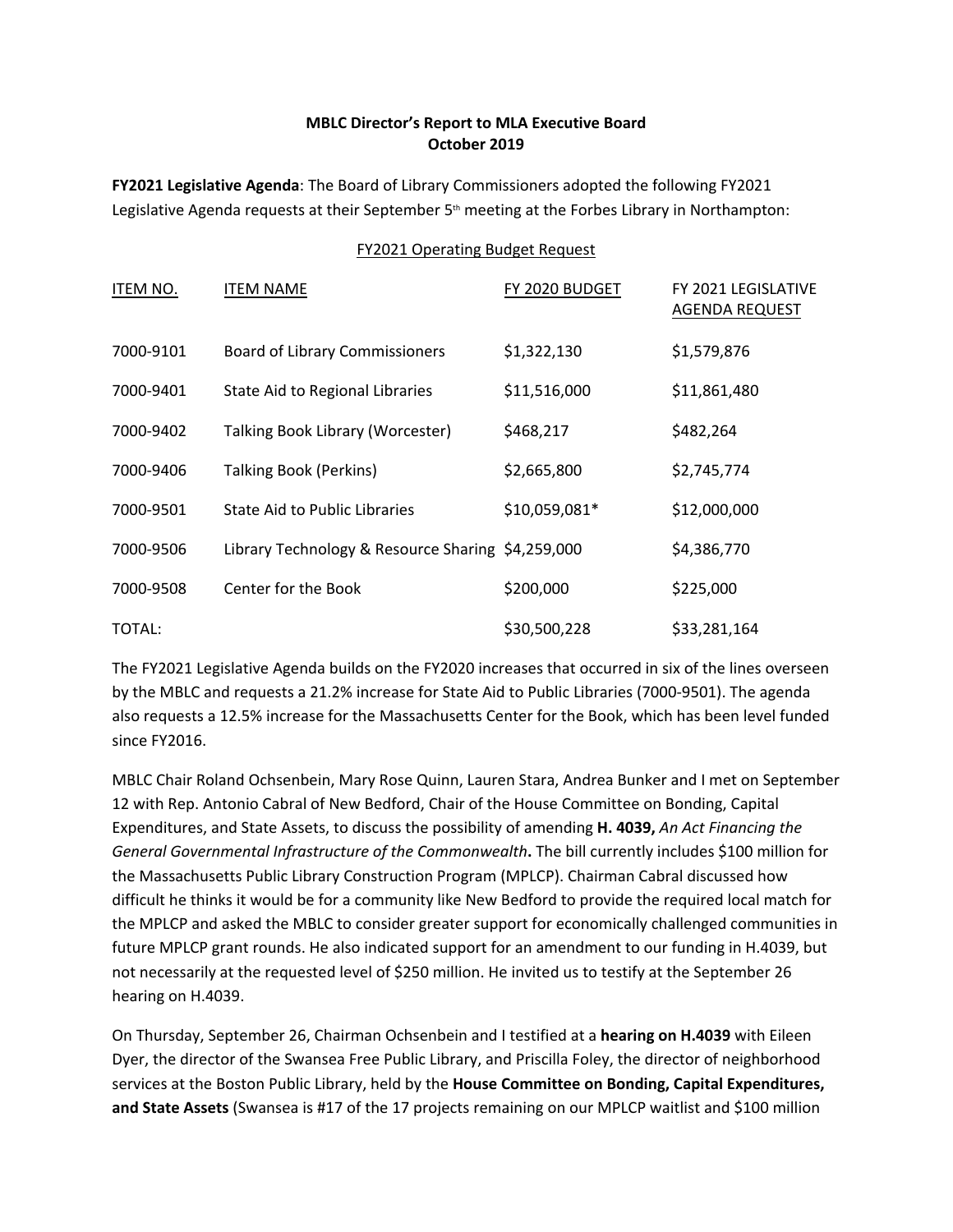**MBLC Director's Report to MLA Executive Board**
**October 2019**

**FY2021 Legislative Agenda**: The Board of Library Commissioners adopted the following FY2021 Legislative Agenda requests at their September 5th meeting at the Forbes Library in Northampton:

FY2021 Operating Budget Request

| ITEM NO. | ITEM NAME | FY 2020 BUDGET | FY 2021 LEGISLATIVE AGENDA REQUEST |
|---|---|---|---|
| 7000-9101 | Board of Library Commissioners | $1,322,130 | $1,579,876 |
| 7000-9401 | State Aid to Regional Libraries | $11,516,000 | $11,861,480 |
| 7000-9402 | Talking Book Library (Worcester) | $468,217 | $482,264 |
| 7000-9406 | Talking Book (Perkins) | $2,665,800 | $2,745,774 |
| 7000-9501 | State Aid to Public Libraries | $10,059,081* | $12,000,000 |
| 7000-9506 | Library Technology & Resource Sharing | $4,259,000 | $4,386,770 |
| 7000-9508 | Center for the Book | $200,000 | $225,000 |
| TOTAL: | | $30,500,228 | $33,281,164 |

The FY2021 Legislative Agenda builds on the FY2020 increases that occurred in six of the lines overseen by the MBLC and requests a 21.2% increase for State Aid to Public Libraries (7000-9501). The agenda also requests a 12.5% increase for the Massachusetts Center for the Book, which has been level funded since FY2016.

MBLC Chair Roland Ochsenbein, Mary Rose Quinn, Lauren Stara, Andrea Bunker and I met on September 12 with Rep. Antonio Cabral of New Bedford, Chair of the House Committee on Bonding, Capital Expenditures, and State Assets, to discuss the possibility of amending **H. 4039,** *An Act Financing the General Governmental Infrastructure of the Commonwealth***.** The bill currently includes $100 million for the Massachusetts Public Library Construction Program (MPLCP). Chairman Cabral discussed how difficult he thinks it would be for a community like New Bedford to provide the required local match for the MPLCP and asked the MBLC to consider greater support for economically challenged communities in future MPLCP grant rounds. He also indicated support for an amendment to our funding in H.4039, but not necessarily at the requested level of $250 million. He invited us to testify at the September 26 hearing on H.4039.

On Thursday, September 26, Chairman Ochsenbein and I testified at a **hearing on H.4039** with Eileen Dyer, the director of the Swansea Free Public Library, and Priscilla Foley, the director of neighborhood services at the Boston Public Library, held by the **House Committee on Bonding, Capital Expenditures, and State Assets** (Swansea is #17 of the 17 projects remaining on our MPLCP waitlist and $100 million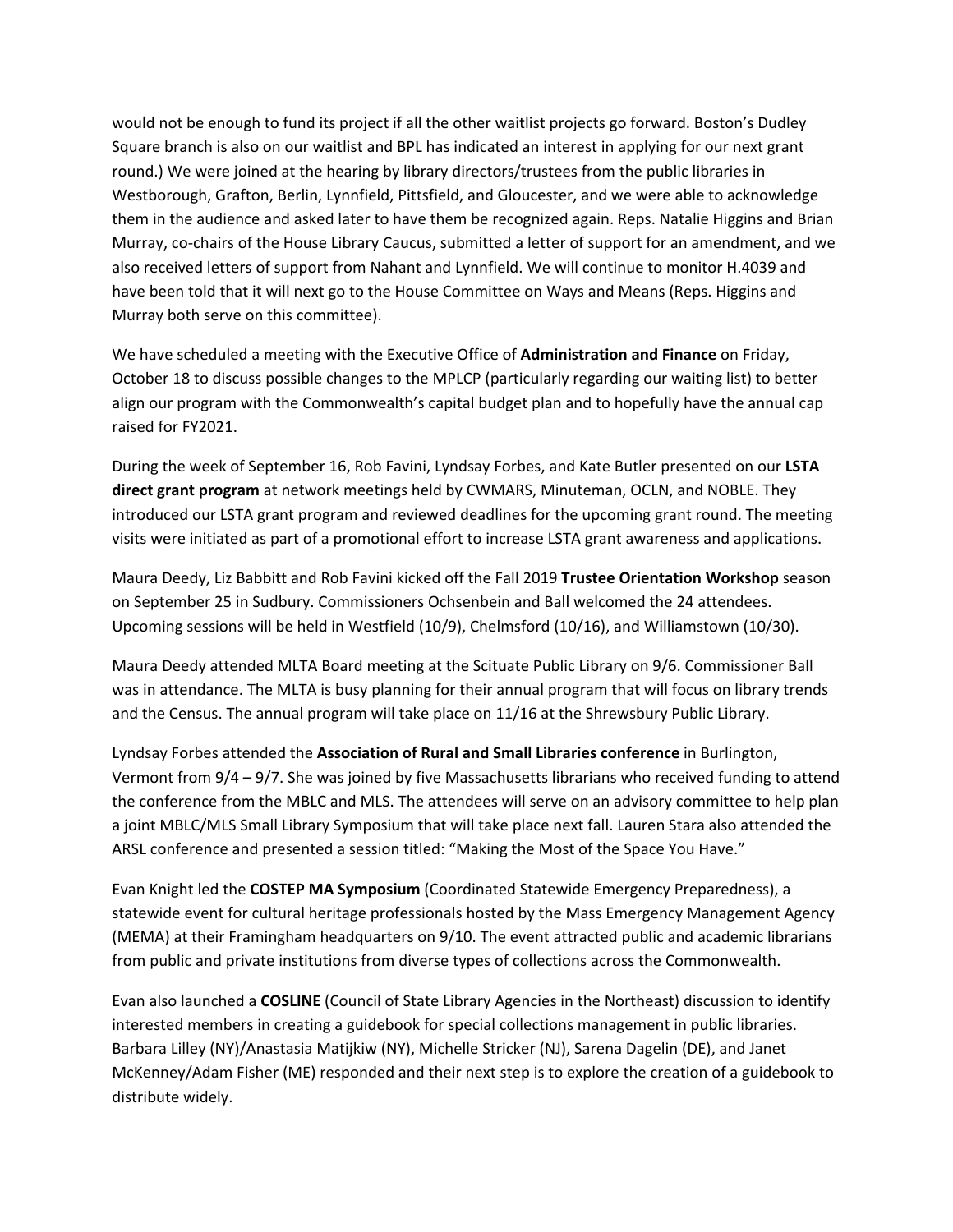would not be enough to fund its project if all the other waitlist projects go forward. Boston's Dudley Square branch is also on our waitlist and BPL has indicated an interest in applying for our next grant round.) We were joined at the hearing by library directors/trustees from the public libraries in Westborough, Grafton, Berlin, Lynnfield, Pittsfield, and Gloucester, and we were able to acknowledge them in the audience and asked later to have them be recognized again. Reps. Natalie Higgins and Brian Murray, co-chairs of the House Library Caucus, submitted a letter of support for an amendment, and we also received letters of support from Nahant and Lynnfield. We will continue to monitor H.4039 and have been told that it will next go to the House Committee on Ways and Means (Reps. Higgins and Murray both serve on this committee).

We have scheduled a meeting with the Executive Office of **Administration and Finance** on Friday, October 18 to discuss possible changes to the MPLCP (particularly regarding our waiting list) to better align our program with the Commonwealth's capital budget plan and to hopefully have the annual cap raised for FY2021.

During the week of September 16, Rob Favini, Lyndsay Forbes, and Kate Butler presented on our **LSTA direct grant program** at network meetings held by CWMARS, Minuteman, OCLN, and NOBLE. They introduced our LSTA grant program and reviewed deadlines for the upcoming grant round. The meeting visits were initiated as part of a promotional effort to increase LSTA grant awareness and applications.

Maura Deedy, Liz Babbitt and Rob Favini kicked off the Fall 2019 **Trustee Orientation Workshop** season on September 25 in Sudbury. Commissioners Ochsenbein and Ball welcomed the 24 attendees. Upcoming sessions will be held in Westfield (10/9), Chelmsford (10/16), and Williamstown (10/30).

Maura Deedy attended MLTA Board meeting at the Scituate Public Library on 9/6. Commissioner Ball was in attendance. The MLTA is busy planning for their annual program that will focus on library trends and the Census. The annual program will take place on 11/16 at the Shrewsbury Public Library.

Lyndsay Forbes attended the **Association of Rural and Small Libraries conference** in Burlington, Vermont from 9/4 – 9/7. She was joined by five Massachusetts librarians who received funding to attend the conference from the MBLC and MLS. The attendees will serve on an advisory committee to help plan a joint MBLC/MLS Small Library Symposium that will take place next fall. Lauren Stara also attended the ARSL conference and presented a session titled: "Making the Most of the Space You Have."

Evan Knight led the **COSTEP MA Symposium** (Coordinated Statewide Emergency Preparedness), a statewide event for cultural heritage professionals hosted by the Mass Emergency Management Agency (MEMA) at their Framingham headquarters on 9/10. The event attracted public and academic librarians from public and private institutions from diverse types of collections across the Commonwealth.

Evan also launched a **COSLINE** (Council of State Library Agencies in the Northeast) discussion to identify interested members in creating a guidebook for special collections management in public libraries. Barbara Lilley (NY)/Anastasia Matijkiw (NY), Michelle Stricker (NJ), Sarena Dagelin (DE), and Janet McKenney/Adam Fisher (ME) responded and their next step is to explore the creation of a guidebook to distribute widely.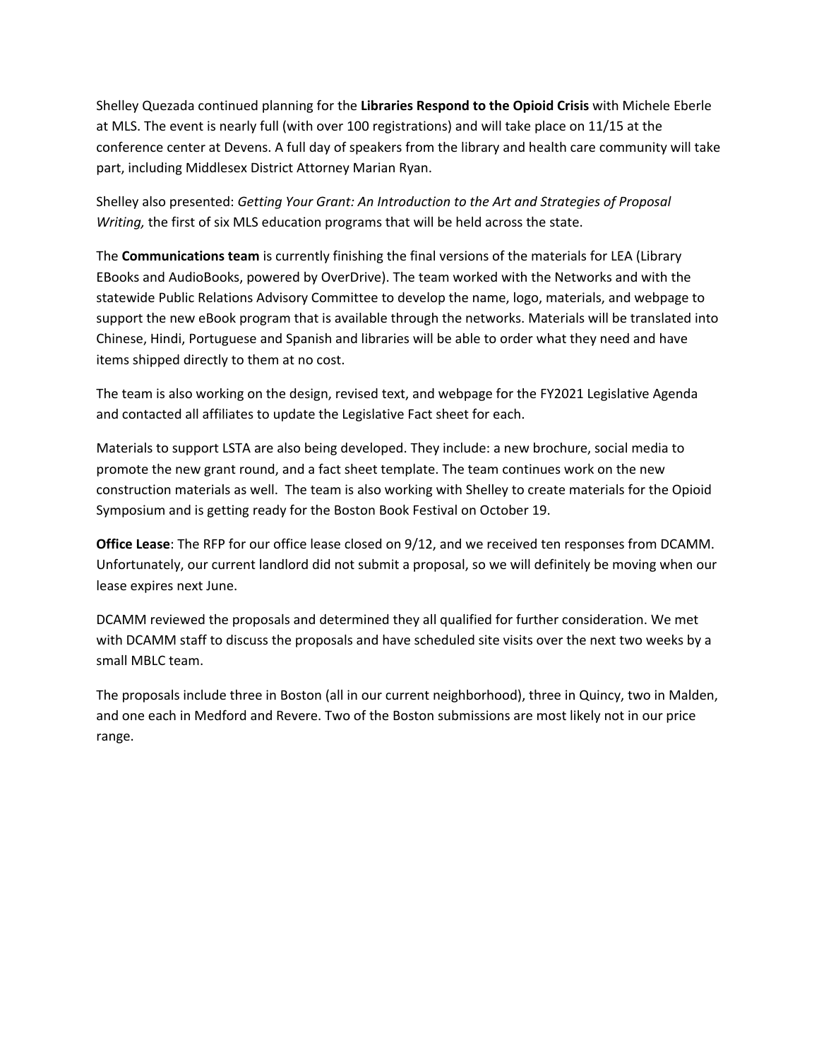Shelley Quezada continued planning for the **Libraries Respond to the Opioid Crisis** with Michele Eberle at MLS. The event is nearly full (with over 100 registrations) and will take place on 11/15 at the conference center at Devens. A full day of speakers from the library and health care community will take part, including Middlesex District Attorney Marian Ryan.

Shelley also presented: *Getting Your Grant: An Introduction to the Art and Strategies of Proposal Writing,* the first of six MLS education programs that will be held across the state.

The **Communications team** is currently finishing the final versions of the materials for LEA (Library EBooks and AudioBooks, powered by OverDrive). The team worked with the Networks and with the statewide Public Relations Advisory Committee to develop the name, logo, materials, and webpage to support the new eBook program that is available through the networks. Materials will be translated into Chinese, Hindi, Portuguese and Spanish and libraries will be able to order what they need and have items shipped directly to them at no cost.

The team is also working on the design, revised text, and webpage for the FY2021 Legislative Agenda and contacted all affiliates to update the Legislative Fact sheet for each.

Materials to support LSTA are also being developed. They include: a new brochure, social media to promote the new grant round, and a fact sheet template. The team continues work on the new construction materials as well. The team is also working with Shelley to create materials for the Opioid Symposium and is getting ready for the Boston Book Festival on October 19.

**Office Lease**: The RFP for our office lease closed on 9/12, and we received ten responses from DCAMM. Unfortunately, our current landlord did not submit a proposal, so we will definitely be moving when our lease expires next June.

DCAMM reviewed the proposals and determined they all qualified for further consideration. We met with DCAMM staff to discuss the proposals and have scheduled site visits over the next two weeks by a small MBLC team.

The proposals include three in Boston (all in our current neighborhood), three in Quincy, two in Malden, and one each in Medford and Revere. Two of the Boston submissions are most likely not in our price range.